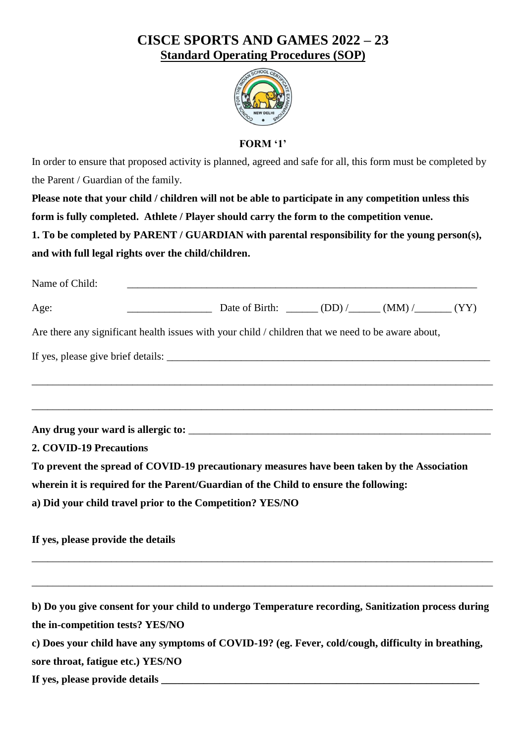# CISCE SPORTS AND GAMES 2022 – 23

## Standard Operating Procedures (SOP)

### FORM '1'

In order to ensure that proposed activity is planned, agreed and safe for all, this form must be completed by the Parent / Guardian of the family.

**Please note that your child / children will not be able to participate in any competition unless this form is fully completed. Athlete / Player should carry the form to the competition venue.**

**1. To be completed by PARENT / GUARDIAN with parental responsibility for the young person(s), and with full legal rights over the child/children.**

Name of Child: ______________________________________________________________________

Age: ________________ Date of Birth: ______ (DD) /______ (MM) /_______ (YY)

Are there any significant health issues with your child / children that we need to be aware about,

If yes, please give brief details: _______________________________________________________________

___________________________________________________________________________________________

___________________________________________________________________________________________

**Any drug your ward is allergic to:** ____________________________________________________________

**2. COVID-19 Precautions**

**To prevent the spread of COVID-19 precautionary measures have been taken by the Association wherein it is required for the Parent/Guardian of the Child to ensure the following:**

**a) Did your child travel prior to the Competition? YES/NO**

**If yes, please provide the details**

___________________________________________________________________________________________

___________________________________________________________________________________________

**b) Do you give consent for your child to undergo Temperature recording, Sanitization process during the in-competition tests? YES/NO**

**c) Does your child have any symptoms of COVID-19? (eg. Fever, cold/cough, difficulty in breathing, sore throat, fatigue etc.) YES/NO**

**If yes, please provide details** ______________________________________________________________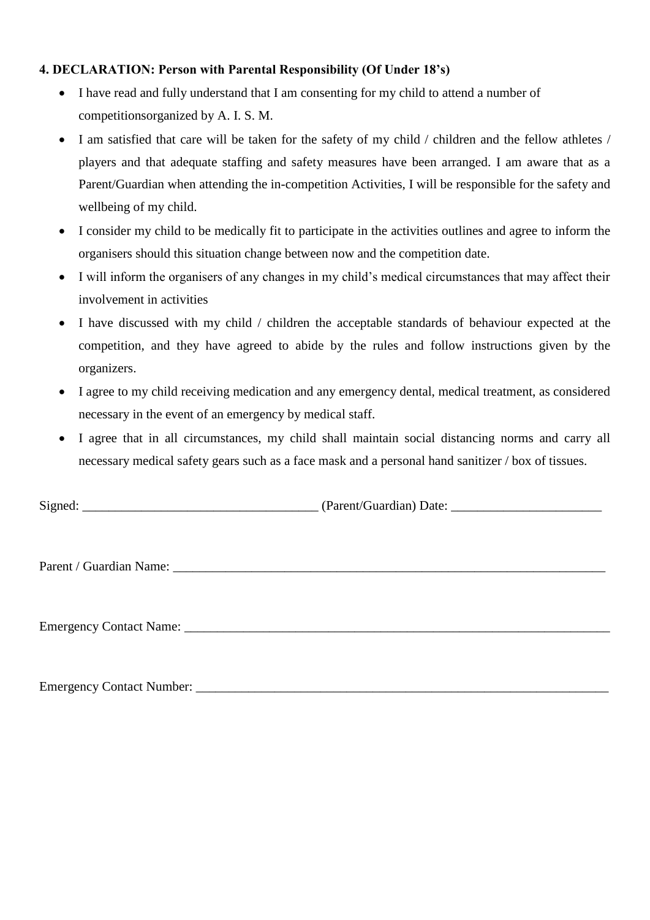**4. DECLARATION: Person with Parental Responsibility (Of Under 18's)**

- I have read and fully understand that I am consenting for my child to attend a number of competitionsorganized by A. I. S. M.
- I am satisfied that care will be taken for the safety of my child / children and the fellow athletes / players and that adequate staffing and safety measures have been arranged. I am aware that as a Parent/Guardian when attending the in-competition Activities, I will be responsible for the safety and wellbeing of my child.
- I consider my child to be medically fit to participate in the activities outlines and agree to inform the organisers should this situation change between now and the competition date.
- I will inform the organisers of any changes in my child's medical circumstances that may affect their involvement in activities
- I have discussed with my child / children the acceptable standards of behaviour expected at the competition, and they have agreed to abide by the rules and follow instructions given by the organizers.
- I agree to my child receiving medication and any emergency dental, medical treatment, as considered necessary in the event of an emergency by medical staff.
- I agree that in all circumstances, my child shall maintain social distancing norms and carry all necessary medical safety gears such as a face mask and a personal hand sanitizer / box of tissues.

Signed: ___________________________________ (Parent/Guardian) Date: ______________________

Parent / Guardian Name: ________________________________________________________________

Emergency Contact Name: ________________________________________________________________

Emergency Contact Number: ______________________________________________________________